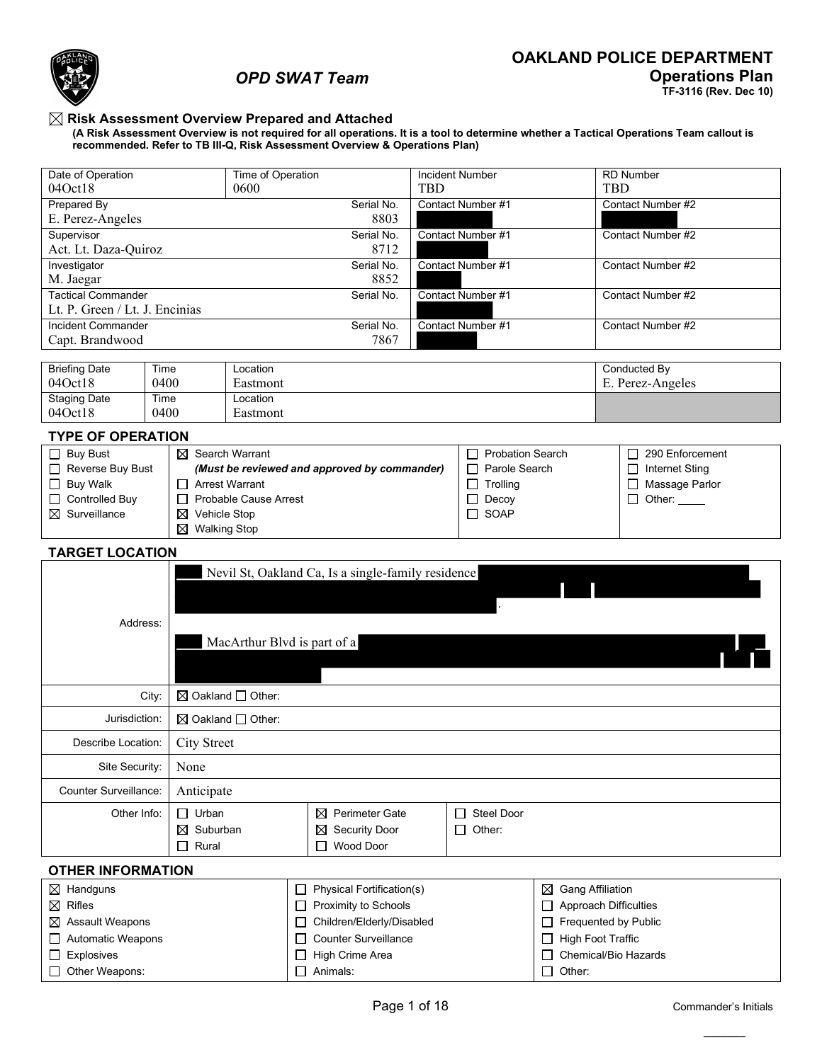# OAKLAND POLICE DEPARTMENT

## OPD SWAT Team

## Operations Plan

**TF-3116 (Rev. Dec 10)**

☒ **Risk Assessment Overview Prepared and Attached**

**(A Risk Assessment Overview is not required for all operations. It is a tool to determine whether a Tactical Operations Team callout is recommended. Refer to TB III-Q, Risk Assessment Overview & Operations Plan)**

| Date of Operation | Time of Operation | Incident Number | RD Number |
|---|---|---|---|
| 04Oct18 | 0600 | TBD | TBD |

| Role | Name | Serial No. | Contact Number #1 | Contact Number #2 |
|---|---|---|---|---|
| Prepared By | E. Perez-Angeles | 8803 | [redacted] | [redacted] |
| Supervisor | Act. Lt. Daza-Quiroz | 8712 | [redacted] | |
| Investigator | M. Jaegar | 8852 | [redacted] | |
| Tactical Commander | Lt. P. Green / Lt. J. Encinias | | [redacted] | |
| Incident Commander | Capt. Brandwood | 7867 | [redacted] | |

| | Date | Time | Location | Conducted By |
|---|---|---|---|---|
| Briefing | 04Oct18 | 0400 | Eastmont | E. Perez-Angeles |
| Staging | 04Oct18 | 0400 | Eastmont | |

### TYPE OF OPERATION

| | | | |
|---|---|---|---|
| ☐ Buy Bust | ☒ Search Warrant *(Must be reviewed and approved by commander)* | ☐ Probation Search | ☐ 290 Enforcement |
| ☐ Reverse Buy Bust | ☐ Arrest Warrant | ☐ Parole Search | ☐ Internet Sting |
| ☐ Buy Walk | ☐ Probable Cause Arrest | ☐ Trolling | ☐ Massage Parlor |
| ☐ Controlled Buy | ☒ Vehicle Stop | ☐ Decoy | ☐ Other: _____ |
| ☒ Surveillance | ☒ Walking Stop | ☐ SOAP | |

### TARGET LOCATION

| | |
|---|---|
| Address: | [redacted] Nevil St, Oakland Ca, Is a single-family residence [redacted]. [redacted] MacArthur Blvd is part of a [redacted] |
| City: | ☒ Oakland ☐ Other: |
| Jurisdiction: | ☒ Oakland ☐ Other: |
| Describe Location: | City Street |
| Site Security: | None |
| Counter Surveillance: | Anticipate |
| Other Info: | ☐ Urban ☒ Suburban ☐ Rural / ☒ Perimeter Gate ☒ Security Door ☐ Wood Door / ☐ Steel Door ☐ Other: |

### OTHER INFORMATION

| | | |
|---|---|---|
| ☒ Handguns | ☐ Physical Fortification(s) | ☒ Gang Affiliation |
| ☒ Rifles | ☐ Proximity to Schools | ☐ Approach Difficulties |
| ☒ Assault Weapons | ☐ Children/Elderly/Disabled | ☐ Frequented by Public |
| ☐ Automatic Weapons | ☐ Counter Surveillance | ☐ High Foot Traffic |
| ☐ Explosives | ☐ High Crime Area | ☐ Chemical/Bio Hazards |
| ☐ Other Weapons: | ☐ Animals: | ☐ Other: |

Commander's Initials _______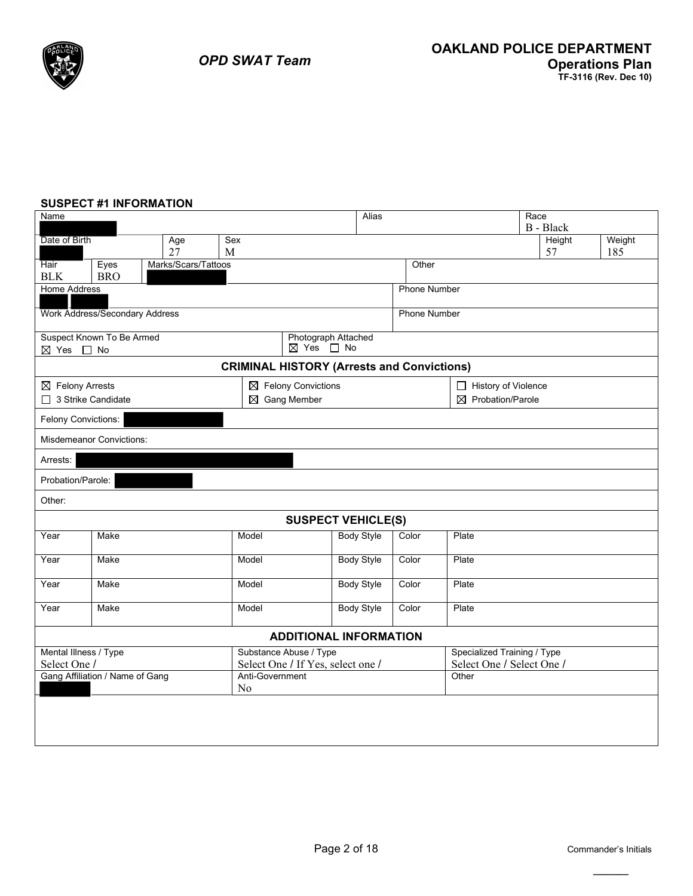## SUSPECT #1 INFORMATION

| Name | | | | Alias | Race |
|---|---|---|---|---|---|
| [REDACTED] | | | | | B - Black |

| Date of Birth | Age | Sex | Height | Weight |
|---|---|---|---|---|
| [REDACTED] | 27 | M | 57 | 185 |

| Hair | Eyes | Marks/Scars/Tattoos | Other |
|---|---|---|---|
| BLK | BRO | [REDACTED] | |

| Home Address | Phone Number |
|---|---|
| [REDACTED] | |
| **Work Address/Secondary Address** | **Phone Number** |
| | |

| Suspect Known To Be Armed | Photograph Attached |
|---|---|
| ☒ Yes ☐ No | ☒ Yes ☐ No |

### CRIMINAL HISTORY (Arrests and Convictions)

| | | |
|---|---|---|
| ☒ Felony Arrests | ☒ Felony Convictions | ☐ History of Violence |
| ☐ 3 Strike Candidate | ☒ Gang Member | ☒ Probation/Parole |

Felony Convictions: [REDACTED]

Misdemeanor Convictions:

Arrests: [REDACTED]

Probation/Parole: [REDACTED]

Other:

### SUSPECT VEHICLE(S)

| Year | Make | Model | Body Style | Color | Plate |
|---|---|---|---|---|---|
| Year | Make | Model | Body Style | Color | Plate |
| Year | Make | Model | Body Style | Color | Plate |
| Year | Make | Model | Body Style | Color | Plate |

### ADDITIONAL INFORMATION

| Mental Illness / Type | Substance Abuse / Type | Specialized Training / Type |
|---|---|---|
| Select One / | Select One / If Yes, select one / | Select One / Select One / |
| **Gang Affiliation / Name of Gang** | **Anti-Government** | **Other** |
| [REDACTED] | No | |

Commander's Initials ______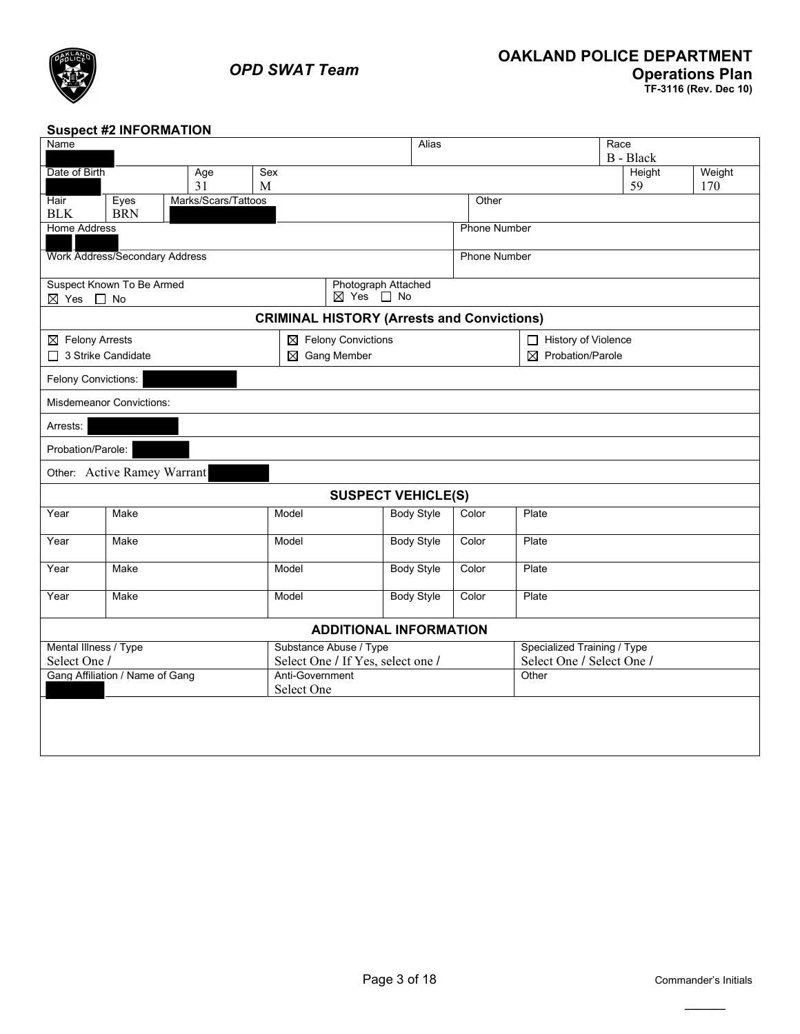**OPD SWAT Team**

## OAKLAND POLICE DEPARTMENT
### Operations Plan
TF-3116 (Rev. Dec 10)

### Suspect #2 INFORMATION

| Name | | | Alias | Race |
|---|---|---|---|---|
| [REDACTED] | | | | B - Black |

| Date of Birth | Age | Sex | Height | Weight |
|---|---|---|---|---|
| [REDACTED] | 31 | M | 59 | 170 |

| Hair | Eyes | Marks/Scars/Tattoos | Other |
|---|---|---|---|
| BLK | BRN | [REDACTED] | |

| Home Address | Phone Number |
|---|---|
| [REDACTED] [REDACTED] | |

| Work Address/Secondary Address | Phone Number |
|---|---|
| | |

| Suspect Known To Be Armed | Photograph Attached |
|---|---|
| ☒ Yes ☐ No | ☒ Yes ☐ No |

### CRIMINAL HISTORY (Arrests and Convictions)

| | | |
|---|---|---|
| ☒ Felony Arrests | ☒ Felony Convictions | ☐ History of Violence |
| ☐ 3 Strike Candidate | ☒ Gang Member | ☒ Probation/Parole |

Felony Convictions: [REDACTED]

Misdemeanor Convictions:

Arrests: [REDACTED]

Probation/Parole: [REDACTED]

Other: Active Ramey Warrant [REDACTED]

### SUSPECT VEHICLE(S)

| Year | Make | Model | Body Style | Color | Plate |
|---|---|---|---|---|---|
| | | | | | |
| | | | | | |
| | | | | | |
| | | | | | |

### ADDITIONAL INFORMATION

| Mental Illness / Type | Substance Abuse / Type | Specialized Training / Type |
|---|---|---|
| Select One / | Select One / If Yes, select one / | Select One / Select One / |

| Gang Affiliation / Name of Gang | Anti-Government | Other |
|---|---|---|
| [REDACTED] | Select One | |

Commander's Initials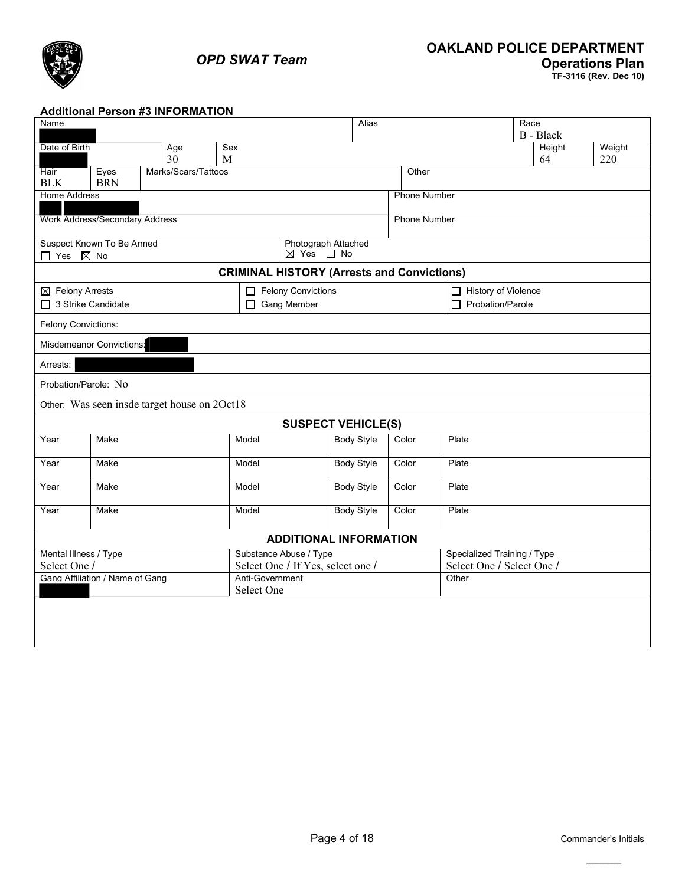**OPD SWAT Team**

**OAKLAND POLICE DEPARTMENT**
**Operations Plan**
**TF-3116 (Rev. Dec 10)**

### Additional Person #3 INFORMATION

| Name | | | | Alias | Race |
|---|---|---|---|---|---|
| [REDACTED] | | | | | B - Black |

| Date of Birth | Age | Sex | Height | Weight |
|---|---|---|---|---|
| [REDACTED] | 30 | M | 64 | 220 |

| Hair | Eyes | Marks/Scars/Tattoos | Other |
|---|---|---|---|
| BLK | BRN | | |

| Home Address | Phone Number |
|---|---|
| [REDACTED] | |
| **Work Address/Secondary Address** | **Phone Number** |
| | |

| Suspect Known To Be Armed | Photograph Attached |
|---|---|
| ☐ Yes ☒ No | ☒ Yes ☐ No |

### CRIMINAL HISTORY (Arrests and Convictions)

| | | |
|---|---|---|
| ☒ Felony Arrests | ☐ Felony Convictions | ☐ History of Violence |
| ☐ 3 Strike Candidate | ☐ Gang Member | ☐ Probation/Parole |

Felony Convictions:

Misdemeanor Convictions: [REDACTED]

Arrests: [REDACTED]

Probation/Parole: No

Other: Was seen insde target house on 2Oct18

### SUSPECT VEHICLE(S)

| Year | Make | Model | Body Style | Color | Plate |
|---|---|---|---|---|---|
| | | | | | |
| | | | | | |
| | | | | | |
| | | | | | |

### ADDITIONAL INFORMATION

| Mental Illness / Type | Substance Abuse / Type | Specialized Training / Type |
|---|---|---|
| Select One / | Select One / If Yes, select one / | Select One / Select One / |
| **Gang Affiliation / Name of Gang** | **Anti-Government** | **Other** |
| [REDACTED] | Select One | |

Commander's Initials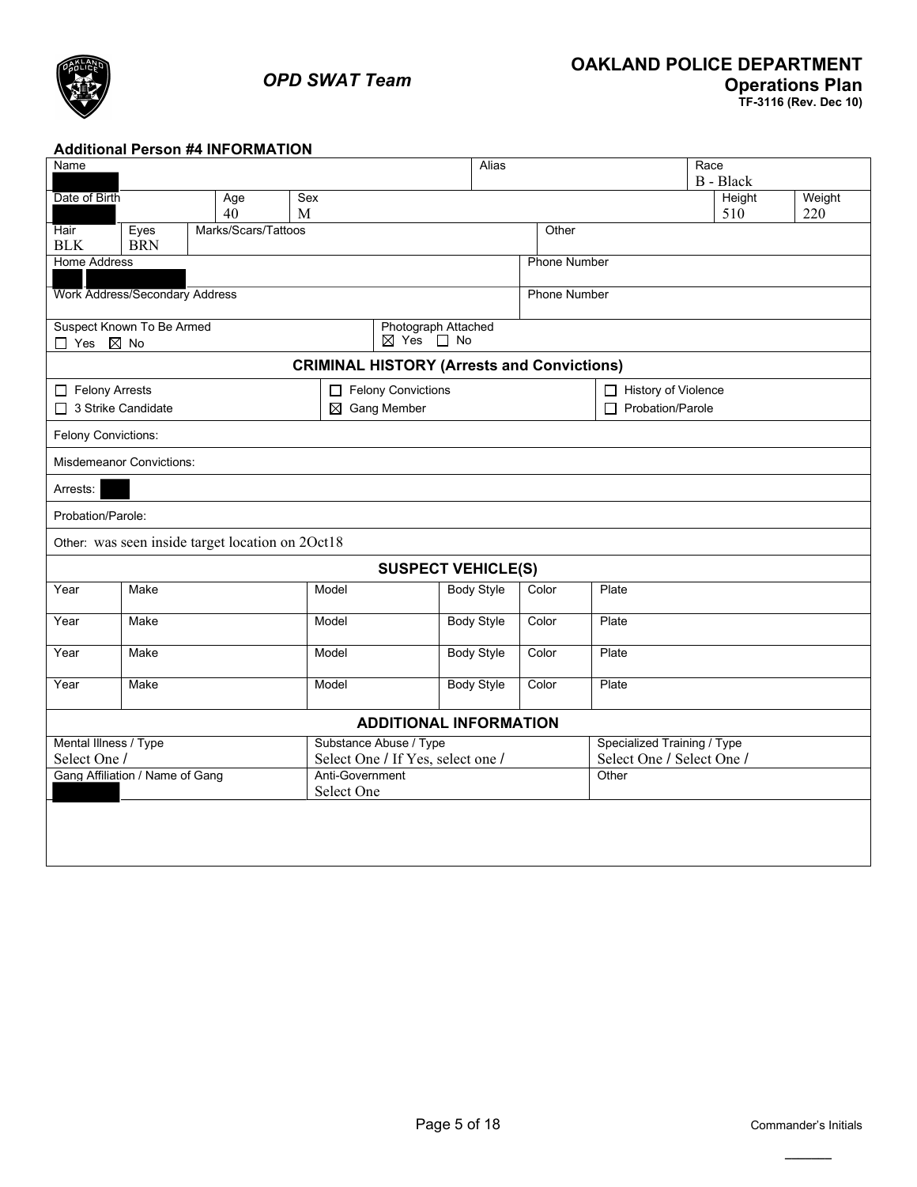**OPD SWAT Team**

**OAKLAND POLICE DEPARTMENT**
**Operations Plan**
**TF-3116 (Rev. Dec 10)**

### Additional Person #4 INFORMATION

| Name | | | Alias | Race |
|---|---|---|---|---|
| [REDACTED] | | | | B - Black |

| Date of Birth | Age | Sex | Height | Weight |
|---|---|---|---|---|
| [REDACTED] | 40 | M | 510 | 220 |

| Hair | Eyes | Marks/Scars/Tattoos | Other |
|---|---|---|---|
| BLK | BRN | | |

| Home Address | Phone Number |
|---|---|
| [REDACTED] | |
| **Work Address/Secondary Address** | **Phone Number** |
| | |

| Suspect Known To Be Armed | Photograph Attached |
|---|---|
| ☐ Yes ☒ No | ☒ Yes ☐ No |

### CRIMINAL HISTORY (Arrests and Convictions)

| | | |
|---|---|---|
| ☐ Felony Arrests | ☐ Felony Convictions | ☐ History of Violence |
| ☐ 3 Strike Candidate | ☒ Gang Member | ☐ Probation/Parole |

Felony Convictions:

Misdemeanor Convictions:

Arrests: [REDACTED]

Probation/Parole:

Other: was seen inside target location on 2Oct18

### SUSPECT VEHICLE(S)

| Year | Make | Model | Body Style | Color | Plate |
|---|---|---|---|---|---|
| | | | | | |
| | | | | | |
| | | | | | |
| | | | | | |

### ADDITIONAL INFORMATION

| Mental Illness / Type | Substance Abuse / Type | Specialized Training / Type |
|---|---|---|
| Select One / | Select One / If Yes, select one / | Select One / Select One / |
| **Gang Affiliation / Name of Gang** | **Anti-Government** | **Other** |
| [REDACTED] | Select One | |

Commander's Initials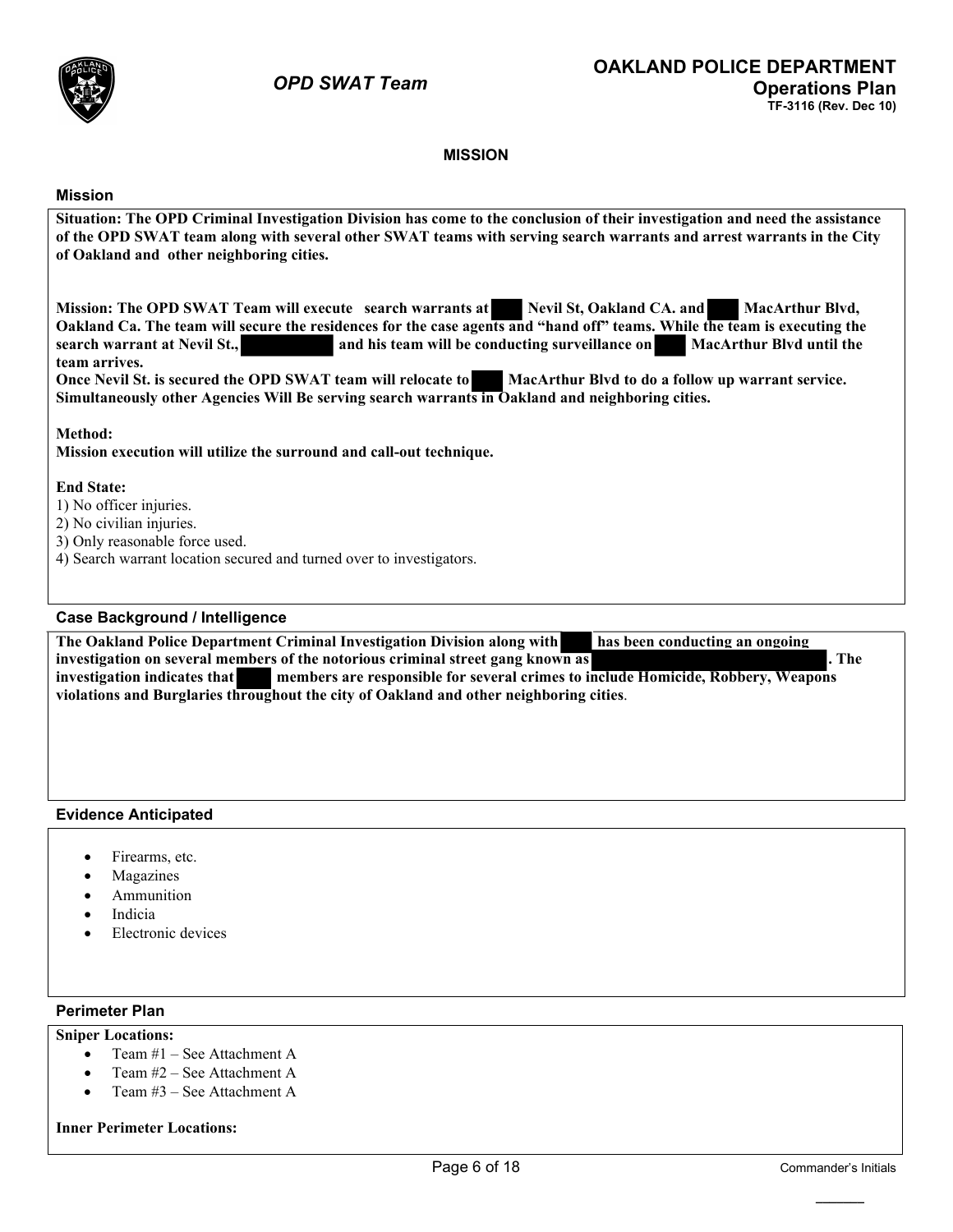**OPD SWAT Team**

**OAKLAND POLICE DEPARTMENT**
**Operations Plan**
**TF-3116 (Rev. Dec 10)**

## MISSION

### Mission

**Situation: The OPD Criminal Investigation Division has come to the conclusion of their investigation and need the assistance of the OPD SWAT team along with several other SWAT teams with serving search warrants and arrest warrants in the City of Oakland and other neighboring cities.**

**Mission: The OPD SWAT Team will execute search warrants at [REDACTED] Nevil St, Oakland CA. and [REDACTED] MacArthur Blvd, Oakland Ca. The team will secure the residences for the case agents and "hand off" teams. While the team is executing the search warrant at Nevil St., [REDACTED] and his team will be conducting surveillance on [REDACTED] MacArthur Blvd until the team arrives.**
**Once Nevil St. is secured the OPD SWAT team will relocate to [REDACTED] MacArthur Blvd to do a follow up warrant service. Simultaneously other Agencies Will Be serving search warrants in Oakland and neighboring cities.**

**Method:**
**Mission execution will utilize the surround and call-out technique.**

**End State:**
1) No officer injuries.
2) No civilian injuries.
3) Only reasonable force used.
4) Search warrant location secured and turned over to investigators.

### Case Background / Intelligence

**The Oakland Police Department Criminal Investigation Division along with [REDACTED] has been conducting an ongoing investigation on several members of the notorious criminal street gang known as [REDACTED]. The investigation indicates that [REDACTED] members are responsible for several crimes to include Homicide, Robbery, Weapons violations and Burglaries throughout the city of Oakland and other neighboring cities**.

### Evidence Anticipated

- Firearms, etc.
- Magazines
- Ammunition
- Indicia
- Electronic devices

### Perimeter Plan

**Sniper Locations:**
- Team #1 – See Attachment A
- Team #2 – See Attachment A
- Team #3 – See Attachment A

**Inner Perimeter Locations:**

Commander's Initials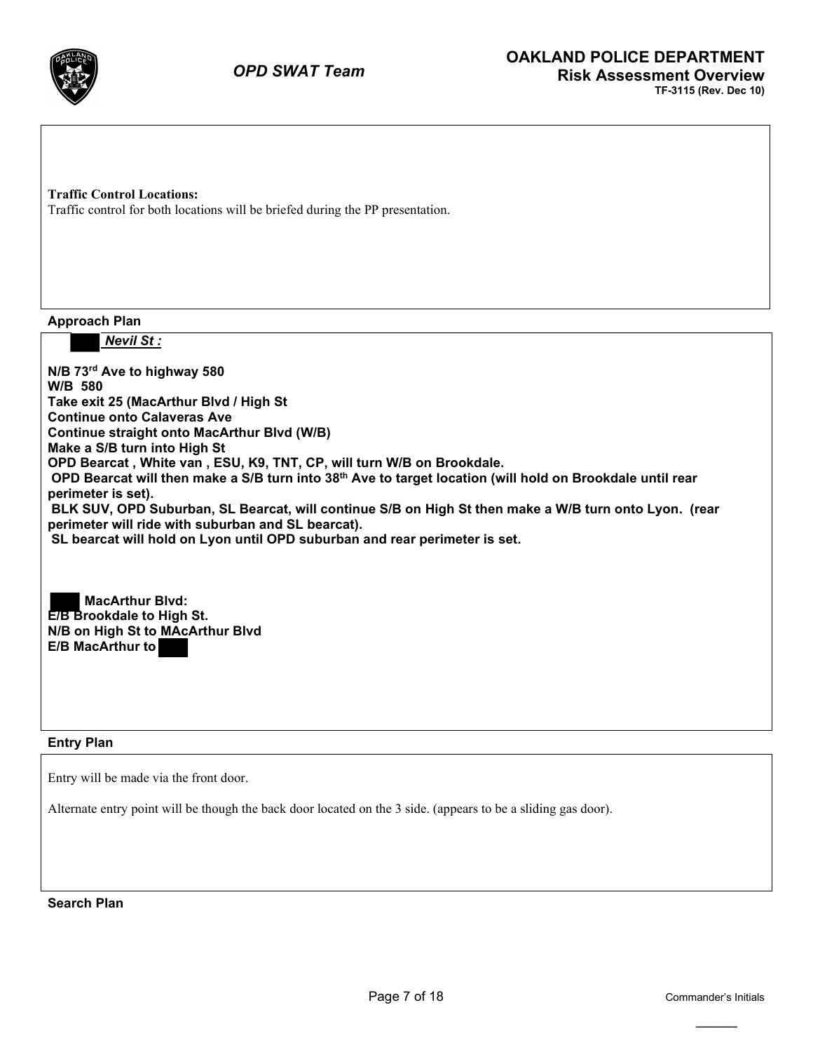**Traffic Control Locations:**
Traffic control for both locations will be briefed during the PP presentation.

**Approach Plan**

***Nevil St :***

**N/B 73rd Ave to highway 580**
**W/B 580**
**Take exit 25 (MacArthur Blvd / High St**
**Continue onto Calaveras Ave**
**Continue straight onto MacArthur Blvd (W/B)**
**Make a S/B turn into High St**
**OPD Bearcat , White van , ESU, K9, TNT, CP, will turn W/B on Brookdale.**
**OPD Bearcat will then make a S/B turn into 38th Ave to target location (will hold on Brookdale until rear perimeter is set).**
**BLK SUV, OPD Suburban, SL Bearcat, will continue S/B on High St then make a W/B turn onto Lyon. (rear perimeter will ride with suburban and SL bearcat).**
**SL bearcat will hold on Lyon until OPD suburban and rear perimeter is set.**

**MacArthur Blvd:**
**E/B Brookdale to High St.**
**N/B on High St to MAcArthur Blvd**
**E/B MacArthur to**

**Entry Plan**

Entry will be made via the front door.

Alternate entry point will be though the back door located on the 3 side. (appears to be a sliding gas door).

**Search Plan**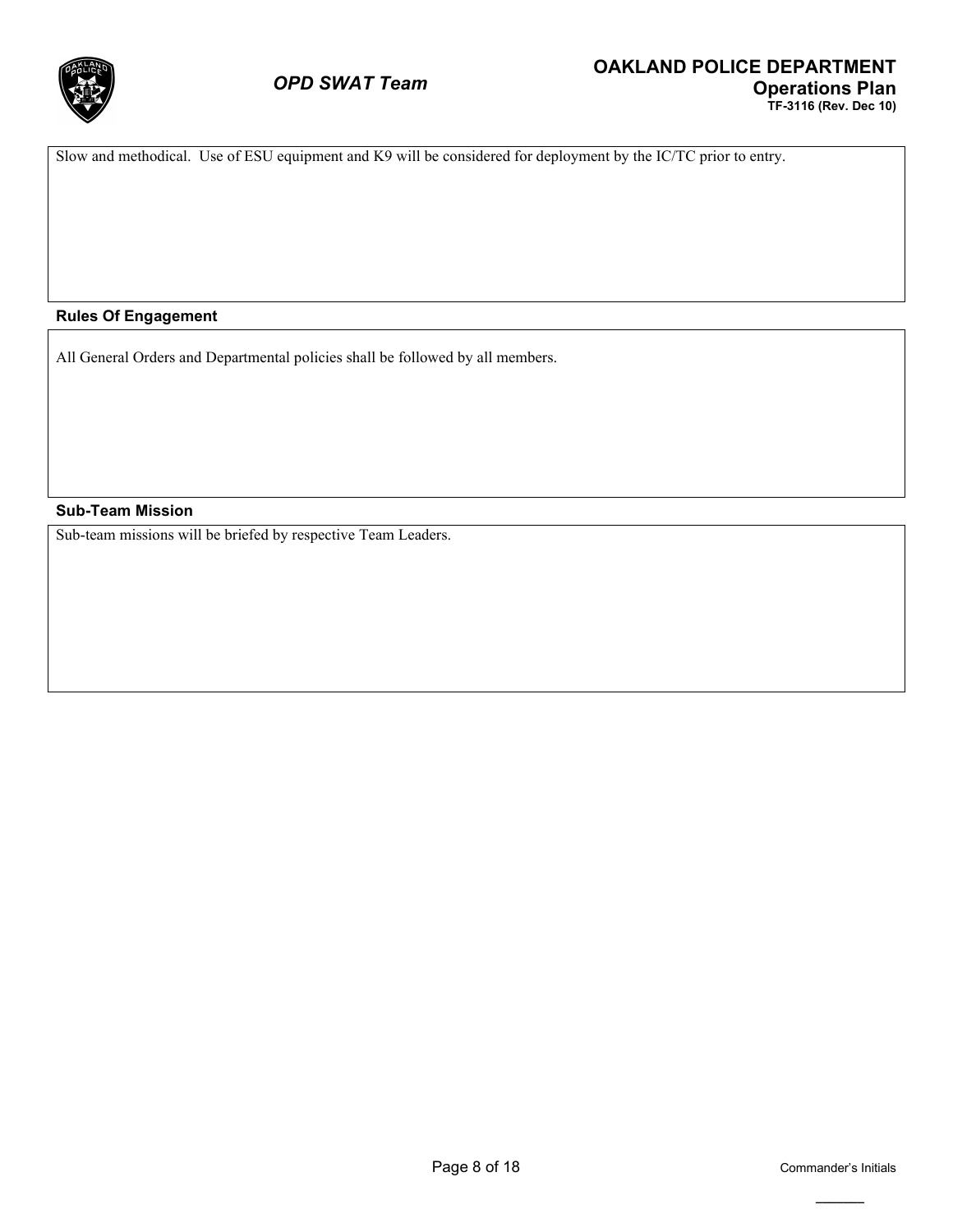Slow and methodical. Use of ESU equipment and K9 will be considered for deployment by the IC/TC prior to entry.

**Rules Of Engagement**

All General Orders and Departmental policies shall be followed by all members.

**Sub-Team Mission**

Sub-team missions will be briefed by respective Team Leaders.

Commander's Initials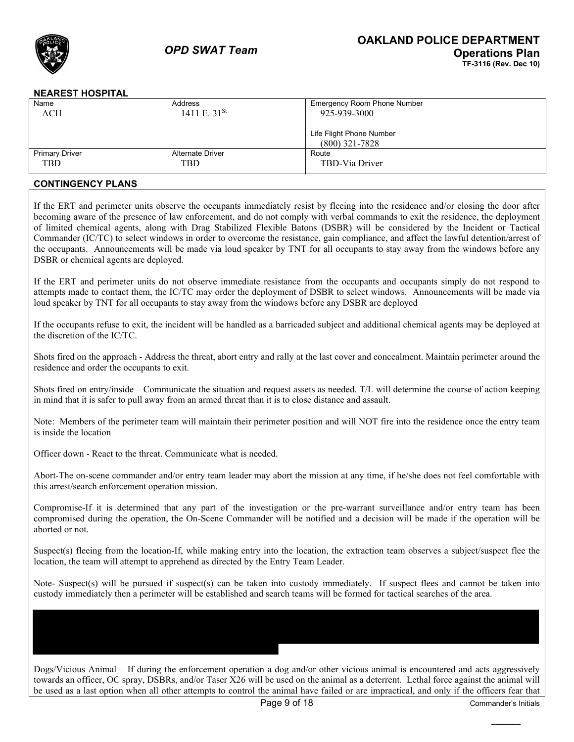### NEAREST HOSPITAL

| Name | Address | Emergency Room Phone Number |
|---|---|---|
| ACH | 1411 E. 31[St] | 925-939-3000<br><br>Life Flight Phone Number<br>(800) 321-7828 |
| **Primary Driver** | **Alternate Driver** | **Route** |
| TBD | TBD | TBD-Via Driver |

### CONTINGENCY PLANS

If the ERT and perimeter units observe the occupants immediately resist by fleeing into the residence and/or closing the door after becoming aware of the presence of law enforcement, and do not comply with verbal commands to exit the residence, the deployment of limited chemical agents, along with Drag Stabilized Flexible Batons (DSBR) will be considered by the Incident or Tactical Commander (IC/TC) to select windows in order to overcome the resistance, gain compliance, and affect the lawful detention/arrest of the occupants. Announcements will be made via loud speaker by TNT for all occupants to stay away from the windows before any DSBR or chemical agents are deployed.

If the ERT and perimeter units do not observe immediate resistance from the occupants and occupants simply do not respond to attempts made to contact them, the IC/TC may order the deployment of DSBR to select windows. Announcements will be made via loud speaker by TNT for all occupants to stay away from the windows before any DSBR are deployed

If the occupants refuse to exit, the incident will be handled as a barricaded subject and additional chemical agents may be deployed at the discretion of the IC/TC.

Shots fired on the approach - Address the threat, abort entry and rally at the last cover and concealment. Maintain perimeter around the residence and order the occupants to exit.

Shots fired on entry/inside – Communicate the situation and request assets as needed. T/L will determine the course of action keeping in mind that it is safer to pull away from an armed threat than it is to close distance and assault.

Note: Members of the perimeter team will maintain their perimeter position and will NOT fire into the residence once the entry team is inside the location

Officer down - React to the threat. Communicate what is needed.

Abort-The on-scene commander and/or entry team leader may abort the mission at any time, if he/she does not feel comfortable with this arrest/search enforcement operation mission.

Compromise-If it is determined that any part of the investigation or the pre-warrant surveillance and/or entry team has been compromised during the operation, the On-Scene Commander will be notified and a decision will be made if the operation will be aborted or not.

Suspect(s) fleeing from the location-If, while making entry into the location, the extraction team observes a subject/suspect flee the location, the team will attempt to apprehend as directed by the Entry Team Leader.

Note- Suspect(s) will be pursued if suspect(s) can be taken into custody immediately. If suspect flees and cannot be taken into custody immediately then a perimeter will be established and search teams will be formed for tactical searches of the area.

[REDACTED]

Dogs/Vicious Animal – If during the enforcement operation a dog and/or other vicious animal is encountered and acts aggressively towards an officer, OC spray, DSBRs, and/or Taser X26 will be used on the animal as a deterrent. Lethal force against the animal will be used as a last option when all other attempts to control the animal have failed or are impractical, and only if the officers fear that

Commander's Initials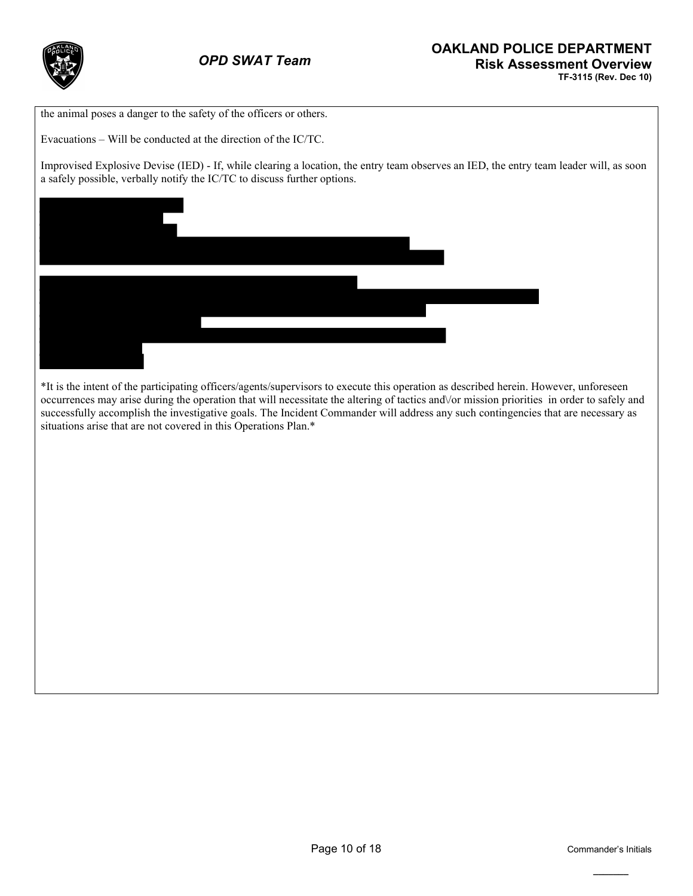the animal poses a danger to the safety of the officers or others.

Evacuations – Will be conducted at the direction of the IC/TC.

Improvised Explosive Devise (IED) - If, while clearing a location, the entry team observes an IED, the entry team leader will, as soon a safely possible, verbally notify the IC/TC to discuss further options.

*It is the intent of the participating officers/agents/supervisors to execute this operation as described herein. However, unforeseen occurrences may arise during the operation that will necessitate the altering of tactics and\/or mission priorities in order to safely and successfully accomplish the investigative goals. The Incident Commander will address any such contingencies that are necessary as situations arise that are not covered in this Operations Plan.*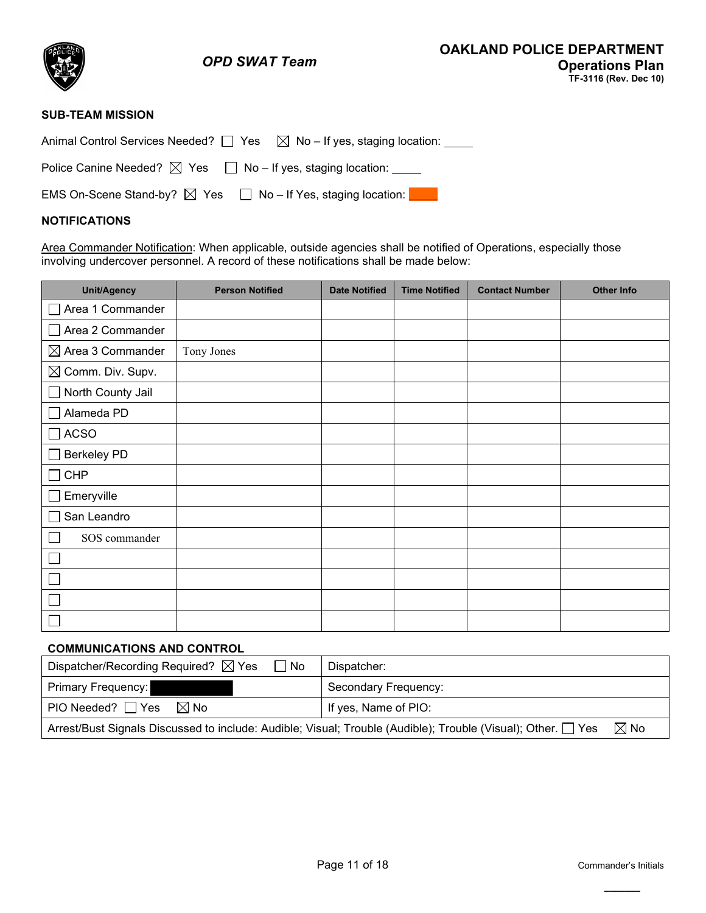**OAKLAND POLICE DEPARTMENT**
**Operations Plan**
**TF-3116 (Rev. Dec 10)**

*OPD SWAT Team*

### SUB-TEAM MISSION

Animal Control Services Needed? ☐ Yes ☒ No – If yes, staging location: _____

Police Canine Needed? ☒ Yes ☐ No – If yes, staging location: _____

EMS On-Scene Stand-by? ☒ Yes ☐ No – If Yes, staging location: [redacted]

### NOTIFICATIONS

Area Commander Notification: When applicable, outside agencies shall be notified of Operations, especially those involving undercover personnel. A record of these notifications shall be made below:

| Unit/Agency | Person Notified | Date Notified | Time Notified | Contact Number | Other Info |
|---|---|---|---|---|---|
| ☐ Area 1 Commander | | | | | |
| ☐ Area 2 Commander | | | | | |
| ☒ Area 3 Commander | Tony Jones | | | | |
| ☒ Comm. Div. Supv. | | | | | |
| ☐ North County Jail | | | | | |
| ☐ Alameda PD | | | | | |
| ☐ ACSO | | | | | |
| ☐ Berkeley PD | | | | | |
| ☐ CHP | | | | | |
| ☐ Emeryville | | | | | |
| ☐ San Leandro | | | | | |
| ☐ SOS commander | | | | | |
| ☐ | | | | | |
| ☐ | | | | | |
| ☐ | | | | | |
| ☐ | | | | | |

### COMMUNICATIONS AND CONTROL

| | |
|---|---|
| Dispatcher/Recording Required? ☒ Yes ☐ No | Dispatcher: |
| Primary Frequency: [redacted] | Secondary Frequency: |
| PIO Needed? ☐ Yes ☒ No | If yes, Name of PIO: |
| Arrest/Bust Signals Discussed to include: Audible; Visual; Trouble (Audible); Trouble (Visual); Other. ☐ Yes ☒ No | |

Commander's Initials

______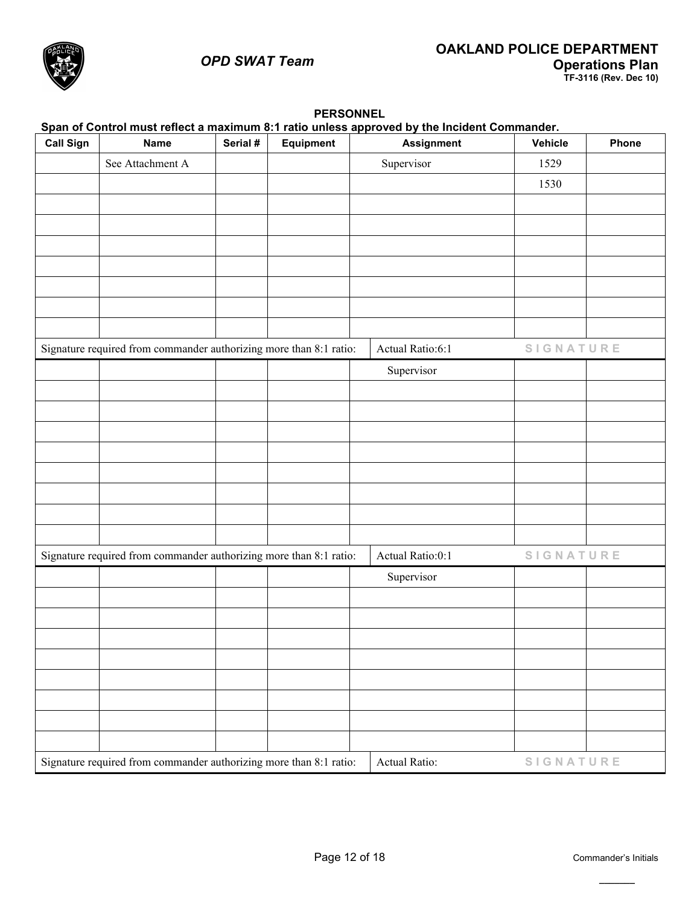**PERSONNEL**

**Span of Control must reflect a maximum 8:1 ratio unless approved by the Incident Commander.**

| Call Sign | Name | Serial # | Equipment | Assignment | Vehicle | Phone |
|---|---|---|---|---|---|---|
| | See Attachment A | | | Supervisor | 1529 | |
| | | | | | 1530 | |
| | | | | | | |
| | | | | | | |
| | | | | | | |
| | | | | | | |
| | | | | | | |
| | | | | | | |
| | | | | | | |
| Signature required from commander authorizing more than 8:1 ratio: | | | | Actual Ratio:6:1 | SIGNATURE | |
| | | | | Supervisor | | |
| | | | | | | |
| | | | | | | |
| | | | | | | |
| | | | | | | |
| | | | | | | |
| | | | | | | |
| | | | | | | |
| | | | | | | |
| Signature required from commander authorizing more than 8:1 ratio: | | | | Actual Ratio:0:1 | SIGNATURE | |
| | | | | Supervisor | | |
| | | | | | | |
| | | | | | | |
| | | | | | | |
| | | | | | | |
| | | | | | | |
| | | | | | | |
| | | | | | | |
| | | | | | | |
| Signature required from commander authorizing more than 8:1 ratio: | | | | Actual Ratio: | SIGNATURE | |

Commander's Initials ______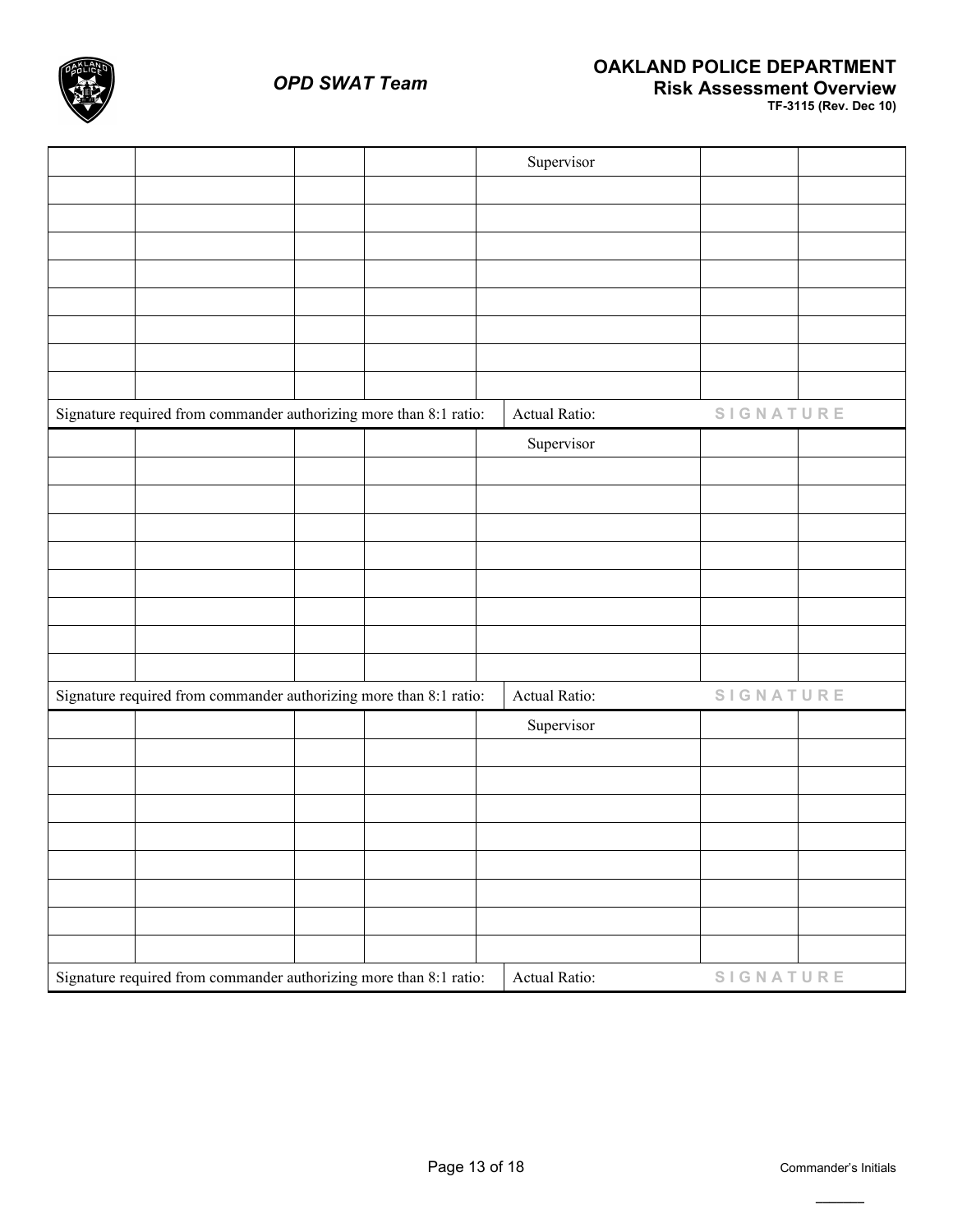| | | | | Supervisor | | |
|---|---|---|---|---|---|---|
| | | | | | | |
| | | | | | | |
| | | | | | | |
| | | | | | | |
| | | | | | | |
| | | | | | | |
| | | | | | | |
| | | | | | | |
| Signature required from commander authorizing more than 8:1 ratio: | | | | Actual Ratio: | SIGNATURE | |
| | | | | Supervisor | | |
| | | | | | | |
| | | | | | | |
| | | | | | | |
| | | | | | | |
| | | | | | | |
| | | | | | | |
| | | | | | | |
| | | | | | | |
| Signature required from commander authorizing more than 8:1 ratio: | | | | Actual Ratio: | SIGNATURE | |
| | | | | Supervisor | | |
| | | | | | | |
| | | | | | | |
| | | | | | | |
| | | | | | | |
| | | | | | | |
| | | | | | | |
| | | | | | | |
| | | | | | | |
| Signature required from commander authorizing more than 8:1 ratio: | | | | Actual Ratio: | SIGNATURE | |

Commander's Initials ______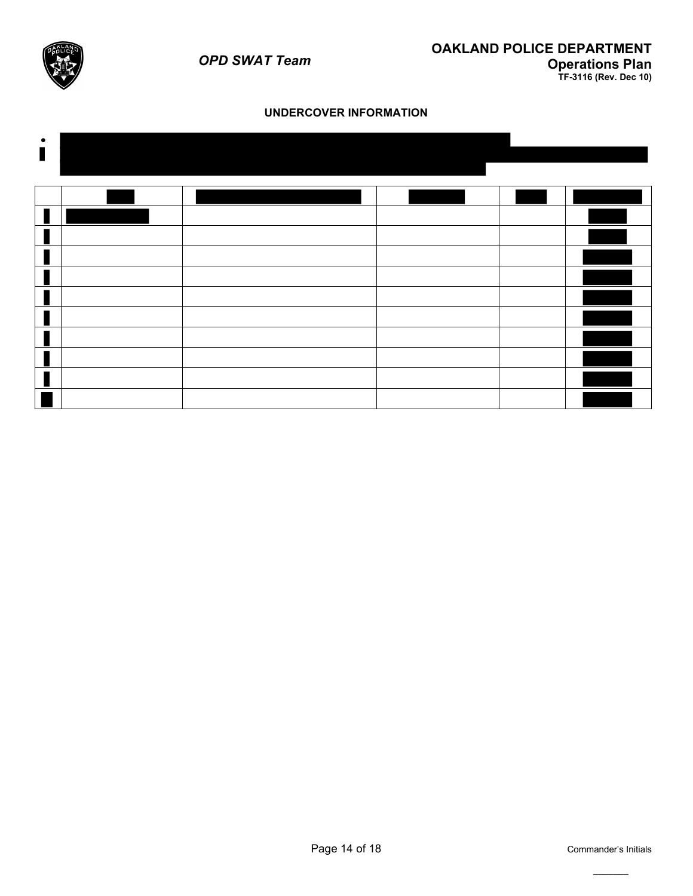## UNDERCOVER INFORMATION

| | | | | | |
|---|---|---|---|---|---|
| | | | | | |
| | | | | | |
| | | | | | |
| | | | | | |
| | | | | | |
| | | | | | |
| | | | | | |
| | | | | | |
| | | | | | |
| | | | | | |

Commander's Initials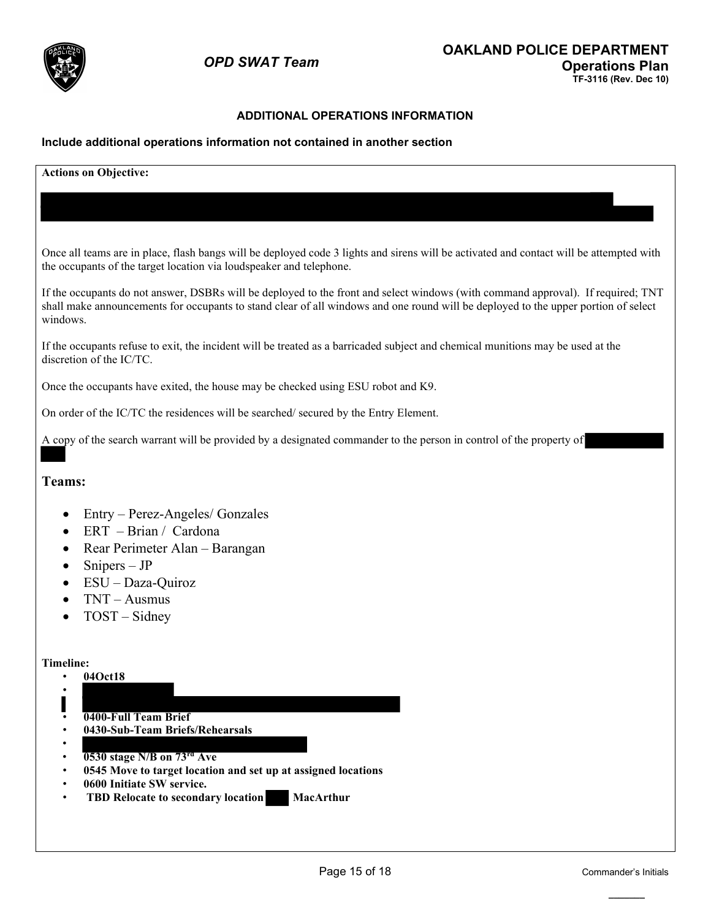**ADDITIONAL OPERATIONS INFORMATION**

**Include additional operations information not contained in another section**

**Actions on Objective:**

Once all teams are in place, flash bangs will be deployed code 3 lights and sirens will be activated and contact will be attempted with the occupants of the target location via loudspeaker and telephone.

If the occupants do not answer, DSBRs will be deployed to the front and select windows (with command approval). If required; TNT shall make announcements for occupants to stand clear of all windows and one round will be deployed to the upper portion of select windows.

If the occupants refuse to exit, the incident will be treated as a barricaded subject and chemical munitions may be used at the discretion of the IC/TC.

Once the occupants have exited, the house may be checked using ESU robot and K9.

On order of the IC/TC the residences will be searched/ secured by the Entry Element.

A copy of the search warrant will be provided by a designated commander to the person in control of the property of

## Teams:

- Entry – Perez-Angeles/ Gonzales
- ERT – Brian / Cardona
- Rear Perimeter Alan – Barangan
- Snipers – JP
- ESU – Daza-Quiroz
- TNT – Ausmus
- TOST – Sidney

**Timeline:**

- **04Oct18**
- 
- **0400-Full Team Brief**
- **0430-Sub-Team Briefs/Rehearsals**
- 
- **0530 stage N/B on 73rd Ave**
- **0545 Move to target location and set up at assigned locations**
- **0600 Initiate SW service.**
- **TBD Relocate to secondary location MacArthur**

Commander's Initials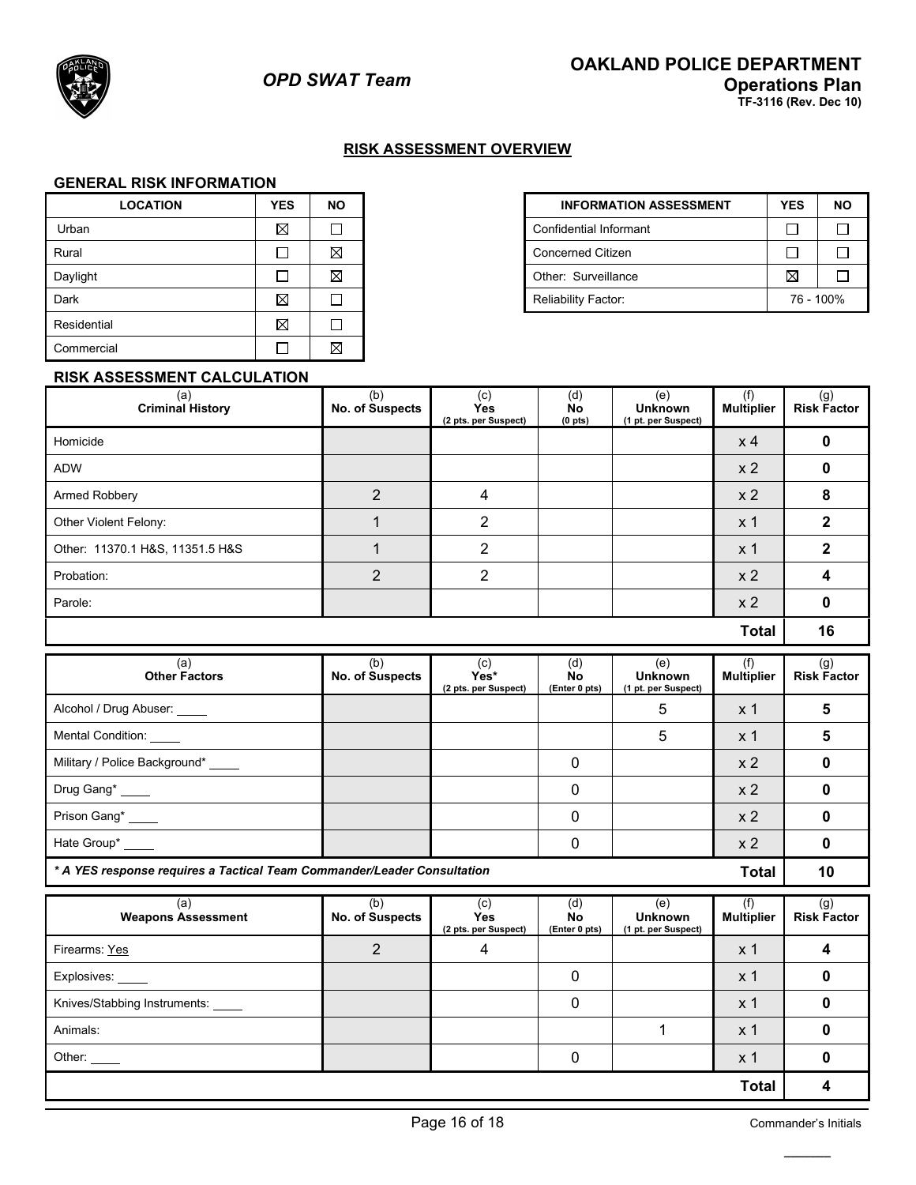OPD SWAT Team

**OAKLAND POLICE DEPARTMENT**
**Operations Plan**
**TF-3116 (Rev. Dec 10)**

## RISK ASSESSMENT OVERVIEW

### GENERAL RISK INFORMATION

| LOCATION | YES | NO |
|---|---|---|
| Urban | ☒ | ☐ |
| Rural | ☐ | ☒ |
| Daylight | ☐ | ☒ |
| Dark | ☒ | ☐ |
| Residential | ☒ | ☐ |
| Commercial | ☐ | ☒ |

| INFORMATION ASSESSMENT | YES | NO |
|---|---|---|
| Confidential Informant | ☐ | ☐ |
| Concerned Citizen | ☐ | ☐ |
| Other: Surveillance | ☒ | ☐ |
| Reliability Factor: | 76 - 100% | |

### RISK ASSESSMENT CALCULATION

| (a) Criminal History | (b) No. of Suspects | (c) Yes (2 pts. per Suspect) | (d) No (0 pts) | (e) Unknown (1 pt. per Suspect) | (f) Multiplier | (g) Risk Factor |
|---|---|---|---|---|---|---|
| Homicide | | | | | x 4 | **0** |
| ADW | | | | | x 2 | **0** |
| Armed Robbery | 2 | 4 | | | x 2 | **8** |
| Other Violent Felony: | 1 | 2 | | | x 1 | **2** |
| Other: 11370.1 H&S, 11351.5 H&S | 1 | 2 | | | x 1 | **2** |
| Probation: | 2 | 2 | | | x 2 | **4** |
| Parole: | | | | | x 2 | **0** |
| | | | | | **Total** | **16** |

| (a) Other Factors | (b) No. of Suspects | (c) Yes* (2 pts. per Suspect) | (d) No (Enter 0 pts) | (e) Unknown (1 pt. per Suspect) | (f) Multiplier | (g) Risk Factor |
|---|---|---|---|---|---|---|
| Alcohol / Drug Abuser: ____ | | | | 5 | x 1 | **5** |
| Mental Condition: ____ | | | | 5 | x 1 | **5** |
| Military / Police Background* ____ | | | 0 | | x 2 | **0** |
| Drug Gang* ____ | | | 0 | | x 2 | **0** |
| Prison Gang* ____ | | | 0 | | x 2 | **0** |
| Hate Group* ____ | | | 0 | | x 2 | **0** |
| ***** A YES response requires a Tactical Team Commander/Leader Consultation** | | | | | **Total** | **10** |

| (a) Weapons Assessment | (b) No. of Suspects | (c) Yes (2 pts. per Suspect) | (d) No (Enter 0 pts) | (e) Unknown (1 pt. per Suspect) | (f) Multiplier | (g) Risk Factor |
|---|---|---|---|---|---|---|
| Firearms: Yes | 2 | 4 | | | x 1 | **4** |
| Explosives: ____ | | | 0 | | x 1 | **0** |
| Knives/Stabbing Instruments: ____ | | | 0 | | x 1 | **0** |
| Animals: | | | | 1 | x 1 | **0** |
| Other: ____ | | | 0 | | x 1 | **0** |
| | | | | | **Total** | **4** |

Commander's Initials ______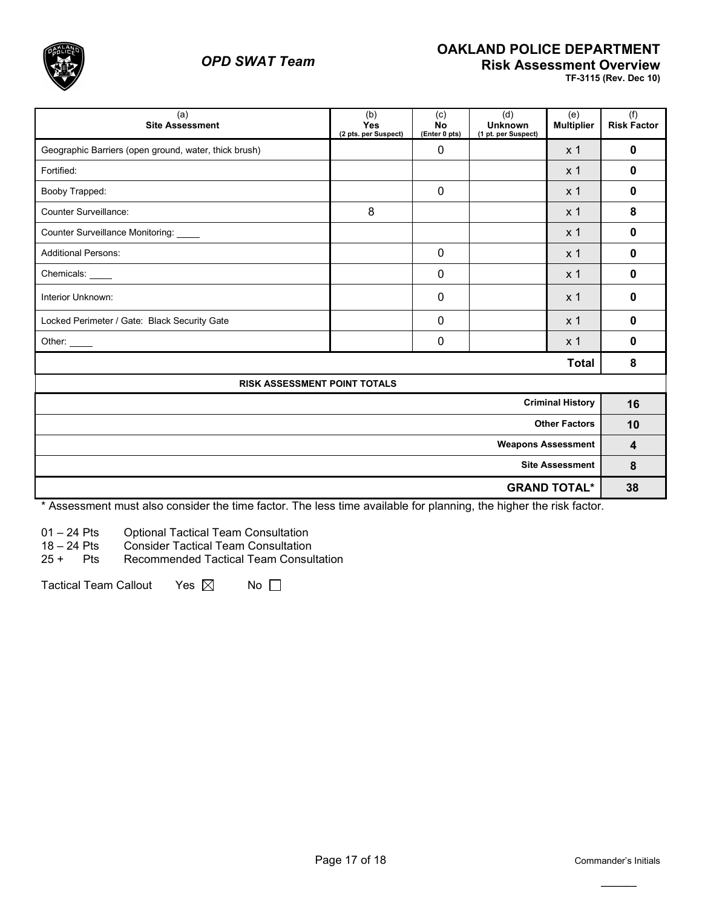*OPD SWAT Team*

# OAKLAND POLICE DEPARTMENT

## Risk Assessment Overview

**TF-3115 (Rev. Dec 10)**

| (a)<br>**Site Assessment** | (b)<br>**Yes**<br>(2 pts. per Suspect) | (c)<br>**No**<br>(Enter 0 pts) | (d)<br>**Unknown**<br>(1 pt. per Suspect) | (e)<br>**Multiplier** | (f)<br>**Risk Factor** |
|---|---|---|---|---|---|
| Geographic Barriers (open ground, water, thick brush) | | 0 | | x 1 | **0** |
| Fortified: | | | | x 1 | **0** |
| Booby Trapped: | | 0 | | x 1 | **0** |
| Counter Surveillance: | 8 | | | x 1 | **8** |
| Counter Surveillance Monitoring: ____ | | | | x 1 | **0** |
| Additional Persons: | | 0 | | x 1 | **0** |
| Chemicals: ____ | | 0 | | x 1 | **0** |
| Interior Unknown: | | 0 | | x 1 | **0** |
| Locked Perimeter / Gate: Black Security Gate | | 0 | | x 1 | **0** |
| Other: ____ | | 0 | | x 1 | **0** |
| | | | | **Total** | **8** |

| **RISK ASSESSMENT POINT TOTALS** | |
|---|---|
| **Criminal History** | **16** |
| **Other Factors** | **10** |
| **Weapons Assessment** | **4** |
| **Site Assessment** | **8** |
| **GRAND TOTAL*** | **38** |

* Assessment must also consider the time factor. The less time available for planning, the higher the risk factor.

01 – 24 Pts  Optional Tactical Team Consultation
18 – 24 Pts  Consider Tactical Team Consultation
25 + Pts  Recommended Tactical Team Consultation

Tactical Team Callout  Yes ☒  No ☐

Commander's Initials ______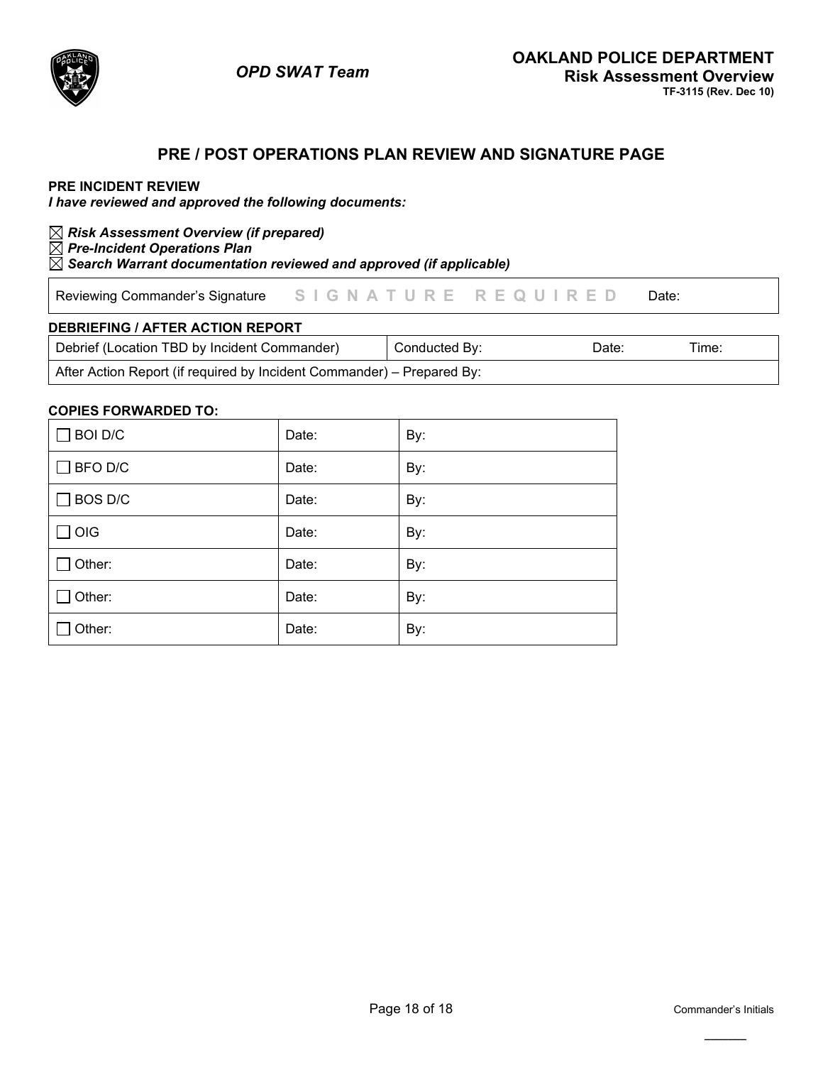## PRE / POST OPERATIONS PLAN REVIEW AND SIGNATURE PAGE

**PRE INCIDENT REVIEW**

***I have reviewed and approved the following documents:***

☒ ***Risk Assessment Overview (if prepared)***
☒ ***Pre-Incident Operations Plan***
☒ ***Search Warrant documentation reviewed and approved (if applicable)***

| | | |
|---|---|---|
| Reviewing Commander's Signature | S I G N A T U R E R E Q U I R E D | Date: |

**DEBRIEFING / AFTER ACTION REPORT**

| | | | |
|---|---|---|---|
| Debrief (Location TBD by Incident Commander) | Conducted By: | Date: | Time: |
| After Action Report (if required by Incident Commander) – Prepared By: | | | |

**COPIES FORWARDED TO:**

| | | |
|---|---|---|
| ☐ BOI D/C | Date: | By: |
| ☐ BFO D/C | Date: | By: |
| ☐ BOS D/C | Date: | By: |
| ☐ OIG | Date: | By: |
| ☐ Other: | Date: | By: |
| ☐ Other: | Date: | By: |
| ☐ Other: | Date: | By: |

Commander's Initials ______